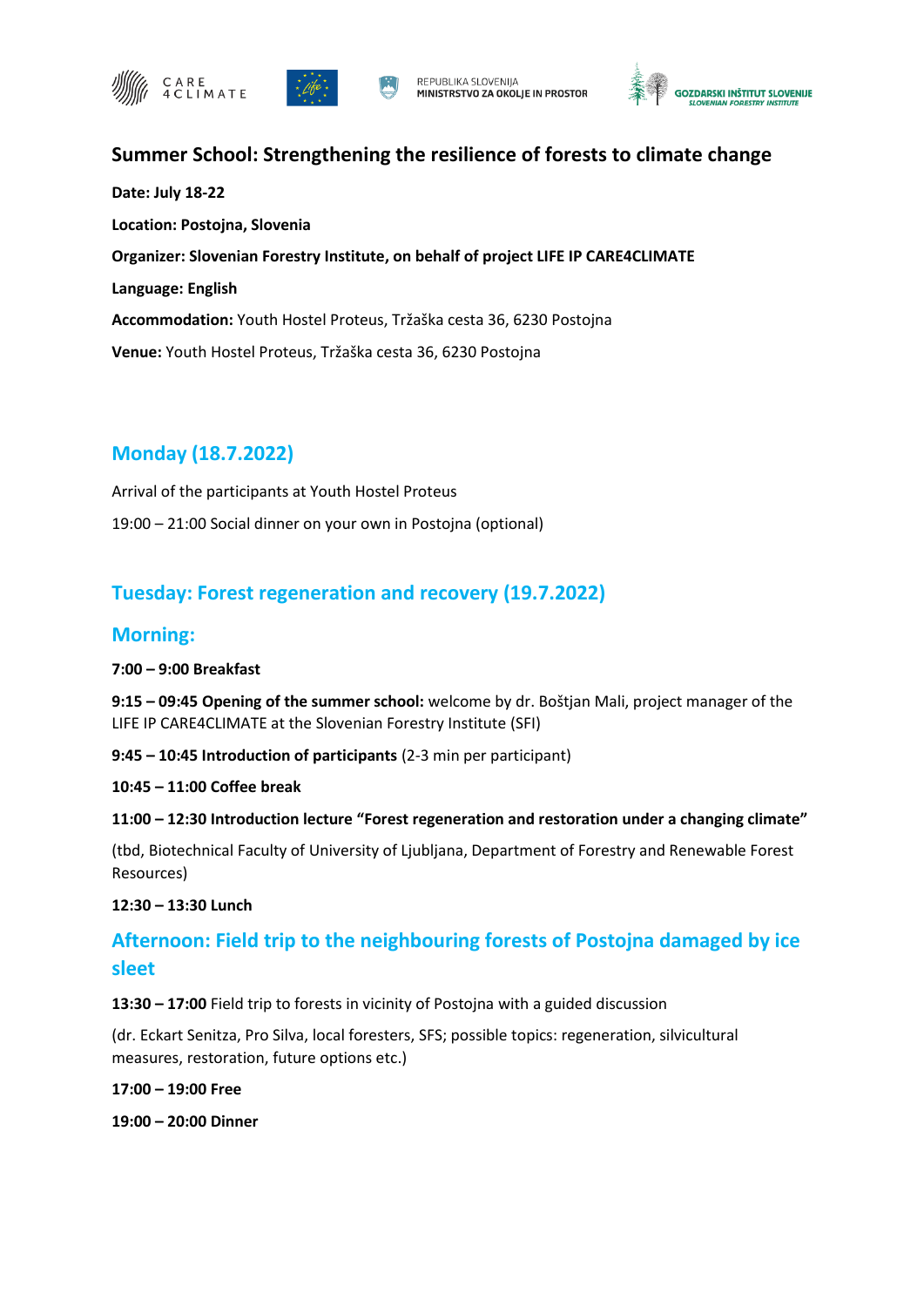# Summer School: Strengthening the resilience of forests to climate change

**Date: July 18-22**

**Location: Postojna, Slovenia**

**Organizer: Slovenian Forestry Institute, on behalf of project LIFE IP CARE4CLIMATE**

**Language: English**

**Accommodation:** Youth Hostel Proteus, Tržaška cesta 36, 6230 Postojna

**Venue:** Youth Hostel Proteus, Tržaška cesta 36, 6230 Postojna

## Monday (18.7.2022)

Arrival of the participants at Youth Hostel Proteus

19:00 – 21:00 Social dinner on your own in Postojna (optional)

## Tuesday: Forest regeneration and recovery (19.7.2022)

### Morning:

**7:00 – 9:00 Breakfast**

**9:15 – 09:45 Opening of the summer school:** welcome by dr. Boštjan Mali, project manager of the LIFE IP CARE4CLIMATE at the Slovenian Forestry Institute (SFI)

**9:45 – 10:45 Introduction of participants** (2-3 min per participant)

**10:45 – 11:00 Coffee break**

**11:00 – 12:30 Introduction lecture "Forest regeneration and restoration under a changing climate"**

(tbd, Biotechnical Faculty of University of Ljubljana, Department of Forestry and Renewable Forest Resources)

**12:30 – 13:30 Lunch**

### Afternoon: Field trip to the neighbouring forests of Postojna damaged by ice sleet

**13:30 – 17:00** Field trip to forests in vicinity of Postojna with a guided discussion

(dr. Eckart Senitza, Pro Silva, local foresters, SFS; possible topics: regeneration, silvicultural measures, restoration, future options etc.)

**17:00 – 19:00 Free**

**19:00 – 20:00 Dinner**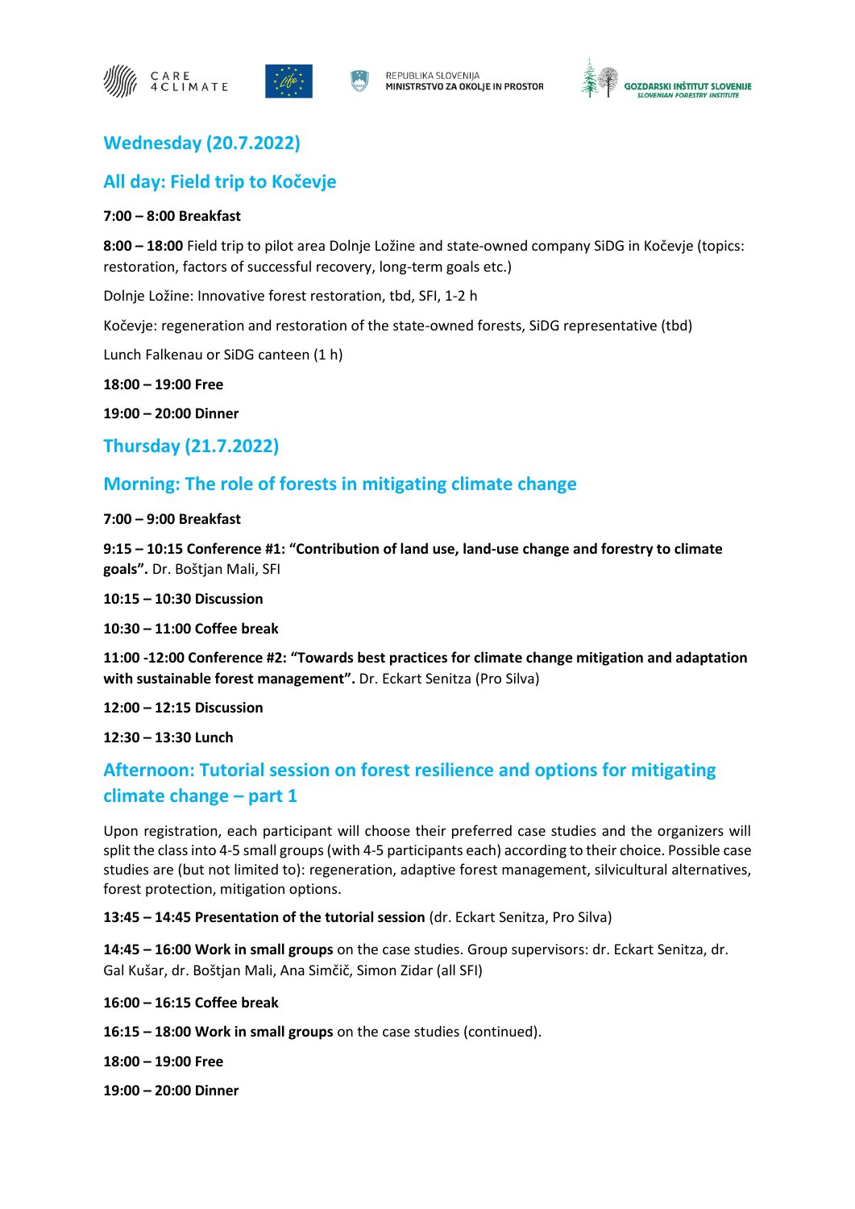## Wednesday (20.7.2022)

## All day: Field trip to Kočevje

**7:00 – 8:00 Breakfast**

**8:00 – 18:00** Field trip to pilot area Dolnje Ložine and state-owned company SiDG in Kočevje (topics: restoration, factors of successful recovery, long-term goals etc.)

Dolnje Ložine: Innovative forest restoration, tbd, SFI, 1-2 h

Kočevje: regeneration and restoration of the state-owned forests, SiDG representative (tbd)

Lunch Falkenau or SiDG canteen (1 h)

**18:00 – 19:00 Free**

**19:00 – 20:00 Dinner**

## Thursday (21.7.2022)

## Morning: The role of forests in mitigating climate change

**7:00 – 9:00 Breakfast**

**9:15 – 10:15 Conference #1: "Contribution of land use, land-use change and forestry to climate goals".** Dr. Boštjan Mali, SFI

**10:15 – 10:30 Discussion**

**10:30 – 11:00 Coffee break**

**11:00 -12:00 Conference #2: "Towards best practices for climate change mitigation and adaptation with sustainable forest management".** Dr. Eckart Senitza (Pro Silva)

**12:00 – 12:15 Discussion**

**12:30 – 13:30 Lunch**

## Afternoon: Tutorial session on forest resilience and options for mitigating climate change – part 1

Upon registration, each participant will choose their preferred case studies and the organizers will split the class into 4-5 small groups (with 4-5 participants each) according to their choice. Possible case studies are (but not limited to): regeneration, adaptive forest management, silvicultural alternatives, forest protection, mitigation options.

**13:45 – 14:45 Presentation of the tutorial session** (dr. Eckart Senitza, Pro Silva)

**14:45 – 16:00 Work in small groups** on the case studies. Group supervisors: dr. Eckart Senitza, dr. Gal Kušar, dr. Boštjan Mali, Ana Simčič, Simon Zidar (all SFI)

**16:00 – 16:15 Coffee break**

**16:15 – 18:00 Work in small groups** on the case studies (continued).

**18:00 – 19:00 Free**

**19:00 – 20:00 Dinner**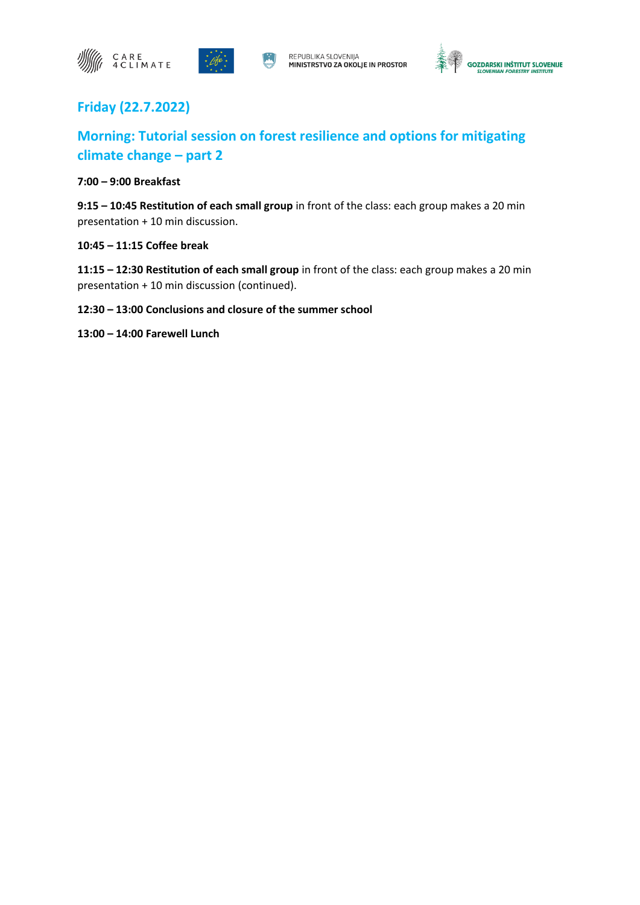## Friday (22.7.2022)

## Morning: Tutorial session on forest resilience and options for mitigating climate change – part 2

**7:00 – 9:00 Breakfast**

**9:15 – 10:45 Restitution of each small group** in front of the class: each group makes a 20 min presentation + 10 min discussion.

**10:45 – 11:15 Coffee break**

**11:15 – 12:30 Restitution of each small group** in front of the class: each group makes a 20 min presentation + 10 min discussion (continued).

**12:30 – 13:00 Conclusions and closure of the summer school**

**13:00 – 14:00 Farewell Lunch**